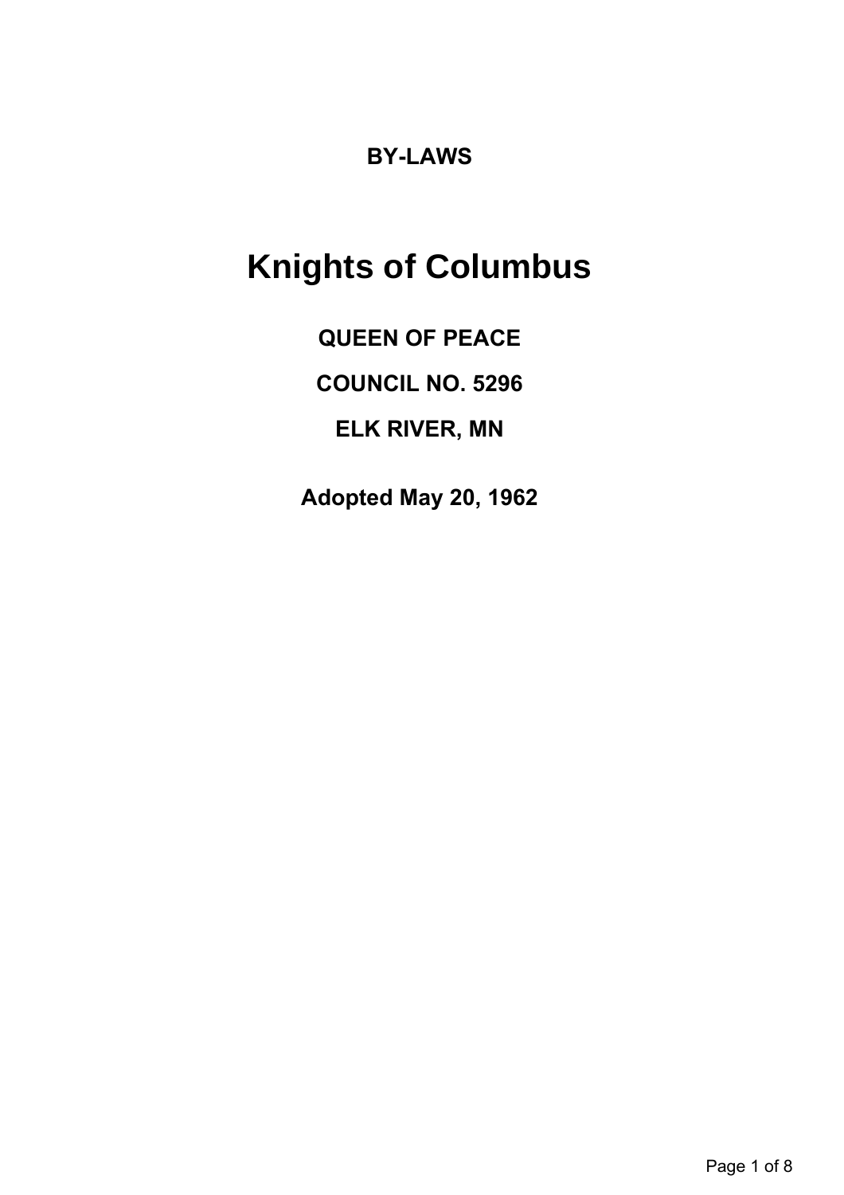**BY-LAWS**

# Knights of Columbus

**QUEEN OF PEACE**

**COUNCIL NO. 5296**

**ELK RIVER, MN**

**Adopted May 20, 1962**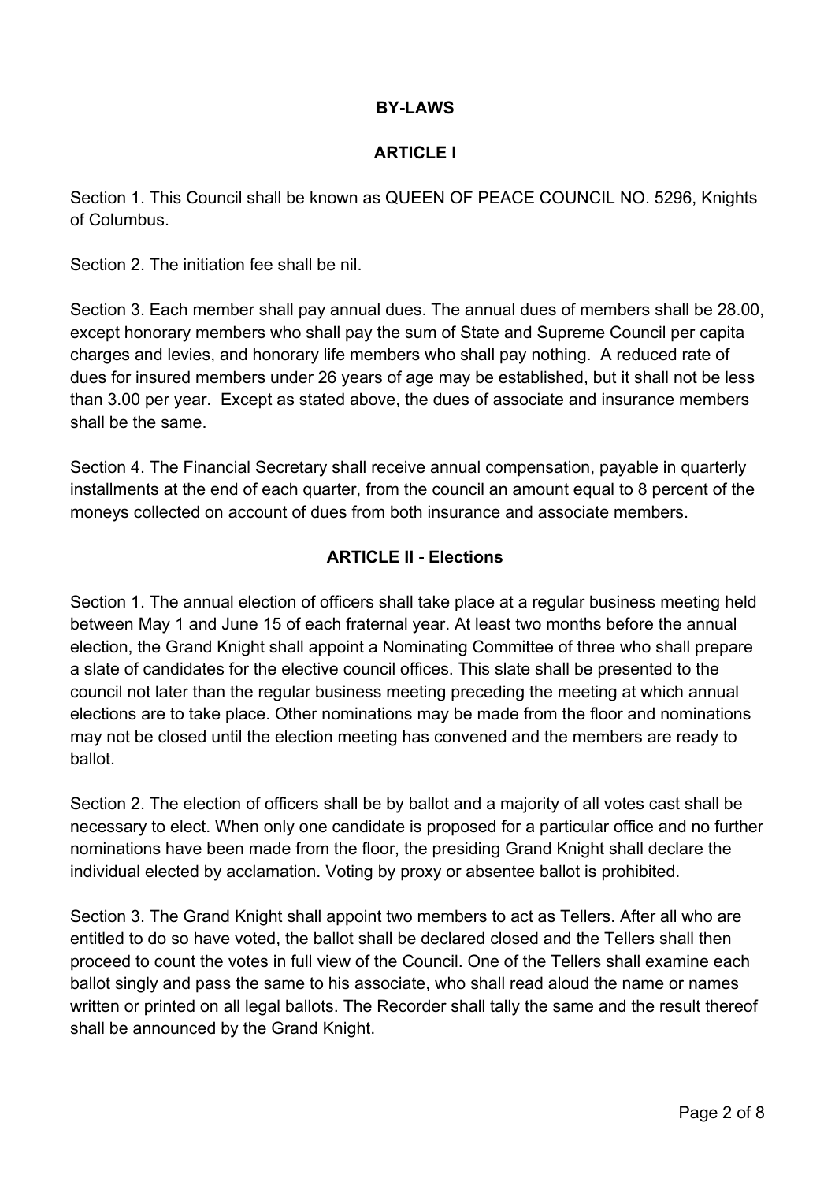# BY-LAWS

## ARTICLE I

Section 1. This Council shall be known as QUEEN OF PEACE COUNCIL NO. 5296, Knights of Columbus.

Section 2. The initiation fee shall be nil.

Section 3. Each member shall pay annual dues. The annual dues of members shall be 28.00, except honorary members who shall pay the sum of State and Supreme Council per capita charges and levies, and honorary life members who shall pay nothing. A reduced rate of dues for insured members under 26 years of age may be established, but it shall not be less than 3.00 per year. Except as stated above, the dues of associate and insurance members shall be the same.

Section 4. The Financial Secretary shall receive annual compensation, payable in quarterly installments at the end of each quarter, from the council an amount equal to 8 percent of the moneys collected on account of dues from both insurance and associate members.

## ARTICLE II - Elections

Section 1. The annual election of officers shall take place at a regular business meeting held between May 1 and June 15 of each fraternal year. At least two months before the annual election, the Grand Knight shall appoint a Nominating Committee of three who shall prepare a slate of candidates for the elective council offices. This slate shall be presented to the council not later than the regular business meeting preceding the meeting at which annual elections are to take place. Other nominations may be made from the floor and nominations may not be closed until the election meeting has convened and the members are ready to ballot.

Section 2. The election of officers shall be by ballot and a majority of all votes cast shall be necessary to elect. When only one candidate is proposed for a particular office and no further nominations have been made from the floor, the presiding Grand Knight shall declare the individual elected by acclamation. Voting by proxy or absentee ballot is prohibited.

Section 3. The Grand Knight shall appoint two members to act as Tellers. After all who are entitled to do so have voted, the ballot shall be declared closed and the Tellers shall then proceed to count the votes in full view of the Council. One of the Tellers shall examine each ballot singly and pass the same to his associate, who shall read aloud the name or names written or printed on all legal ballots. The Recorder shall tally the same and the result thereof shall be announced by the Grand Knight.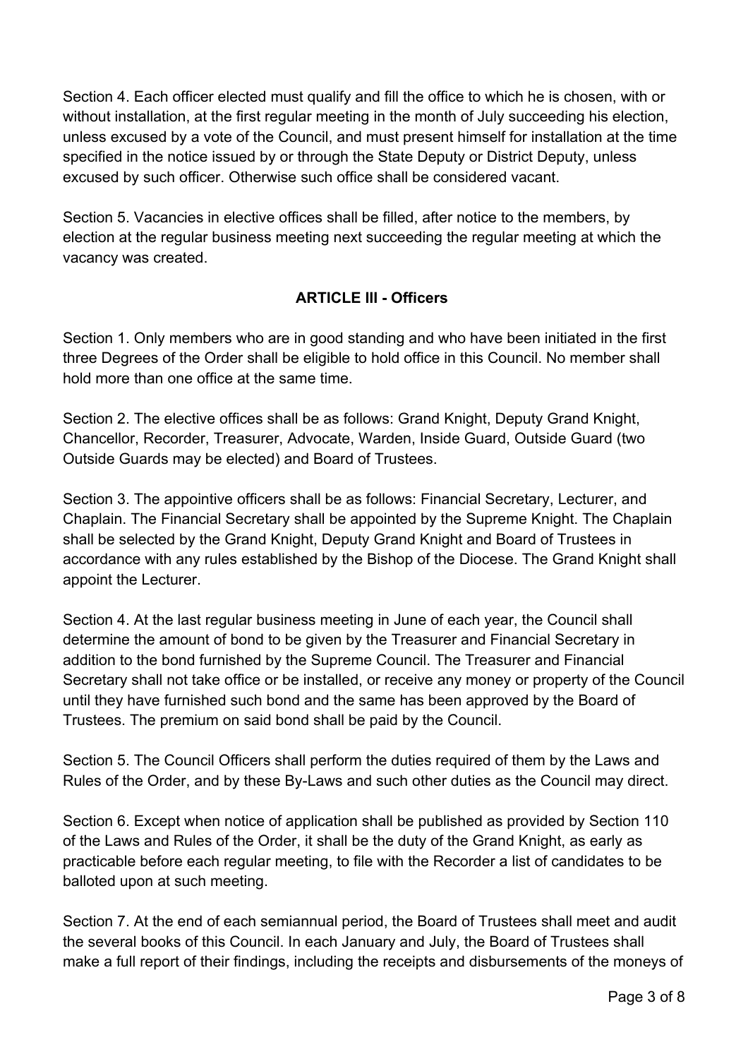Section 4. Each officer elected must qualify and fill the office to which he is chosen, with or without installation, at the first regular meeting in the month of July succeeding his election, unless excused by a vote of the Council, and must present himself for installation at the time specified in the notice issued by or through the State Deputy or District Deputy, unless excused by such officer. Otherwise such office shall be considered vacant.

Section 5. Vacancies in elective offices shall be filled, after notice to the members, by election at the regular business meeting next succeeding the regular meeting at which the vacancy was created.

## ARTICLE III - Officers

Section 1. Only members who are in good standing and who have been initiated in the first three Degrees of the Order shall be eligible to hold office in this Council. No member shall hold more than one office at the same time.

Section 2. The elective offices shall be as follows: Grand Knight, Deputy Grand Knight, Chancellor, Recorder, Treasurer, Advocate, Warden, Inside Guard, Outside Guard (two Outside Guards may be elected) and Board of Trustees.

Section 3. The appointive officers shall be as follows: Financial Secretary, Lecturer, and Chaplain. The Financial Secretary shall be appointed by the Supreme Knight. The Chaplain shall be selected by the Grand Knight, Deputy Grand Knight and Board of Trustees in accordance with any rules established by the Bishop of the Diocese. The Grand Knight shall appoint the Lecturer.

Section 4. At the last regular business meeting in June of each year, the Council shall determine the amount of bond to be given by the Treasurer and Financial Secretary in addition to the bond furnished by the Supreme Council. The Treasurer and Financial Secretary shall not take office or be installed, or receive any money or property of the Council until they have furnished such bond and the same has been approved by the Board of Trustees. The premium on said bond shall be paid by the Council.

Section 5. The Council Officers shall perform the duties required of them by the Laws and Rules of the Order, and by these By-Laws and such other duties as the Council may direct.

Section 6. Except when notice of application shall be published as provided by Section 110 of the Laws and Rules of the Order, it shall be the duty of the Grand Knight, as early as practicable before each regular meeting, to file with the Recorder a list of candidates to be balloted upon at such meeting.

Section 7. At the end of each semiannual period, the Board of Trustees shall meet and audit the several books of this Council. In each January and July, the Board of Trustees shall make a full report of their findings, including the receipts and disbursements of the moneys of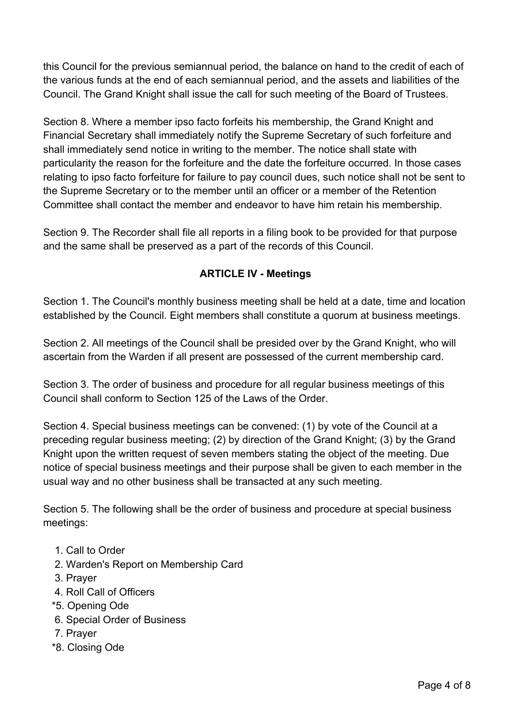this Council for the previous semiannual period, the balance on hand to the credit of each of the various funds at the end of each semiannual period, and the assets and liabilities of the Council. The Grand Knight shall issue the call for such meeting of the Board of Trustees.

Section 8. Where a member ipso facto forfeits his membership, the Grand Knight and Financial Secretary shall immediately notify the Supreme Secretary of such forfeiture and shall immediately send notice in writing to the member. The notice shall state with particularity the reason for the forfeiture and the date the forfeiture occurred. In those cases relating to ipso facto forfeiture for failure to pay council dues, such notice shall not be sent to the Supreme Secretary or to the member until an officer or a member of the Retention Committee shall contact the member and endeavor to have him retain his membership.

Section 9. The Recorder shall file all reports in a filing book to be provided for that purpose and the same shall be preserved as a part of the records of this Council.

## ARTICLE IV - Meetings

Section 1. The Council's monthly business meeting shall be held at a date, time and location established by the Council. Eight members shall constitute a quorum at business meetings.

Section 2. All meetings of the Council shall be presided over by the Grand Knight, who will ascertain from the Warden if all present are possessed of the current membership card.

Section 3. The order of business and procedure for all regular business meetings of this Council shall conform to Section 125 of the Laws of the Order.

Section 4. Special business meetings can be convened: (1) by vote of the Council at a preceding regular business meeting; (2) by direction of the Grand Knight; (3) by the Grand Knight upon the written request of seven members stating the object of the meeting. Due notice of special business meetings and their purpose shall be given to each member in the usual way and no other business shall be transacted at any such meeting.

Section 5. The following shall be the order of business and procedure at special business meetings:

1. Call to Order
2. Warden's Report on Membership Card
3. Prayer
4. Roll Call of Officers
*5. Opening Ode
6. Special Order of Business
7. Prayer
*8. Closing Ode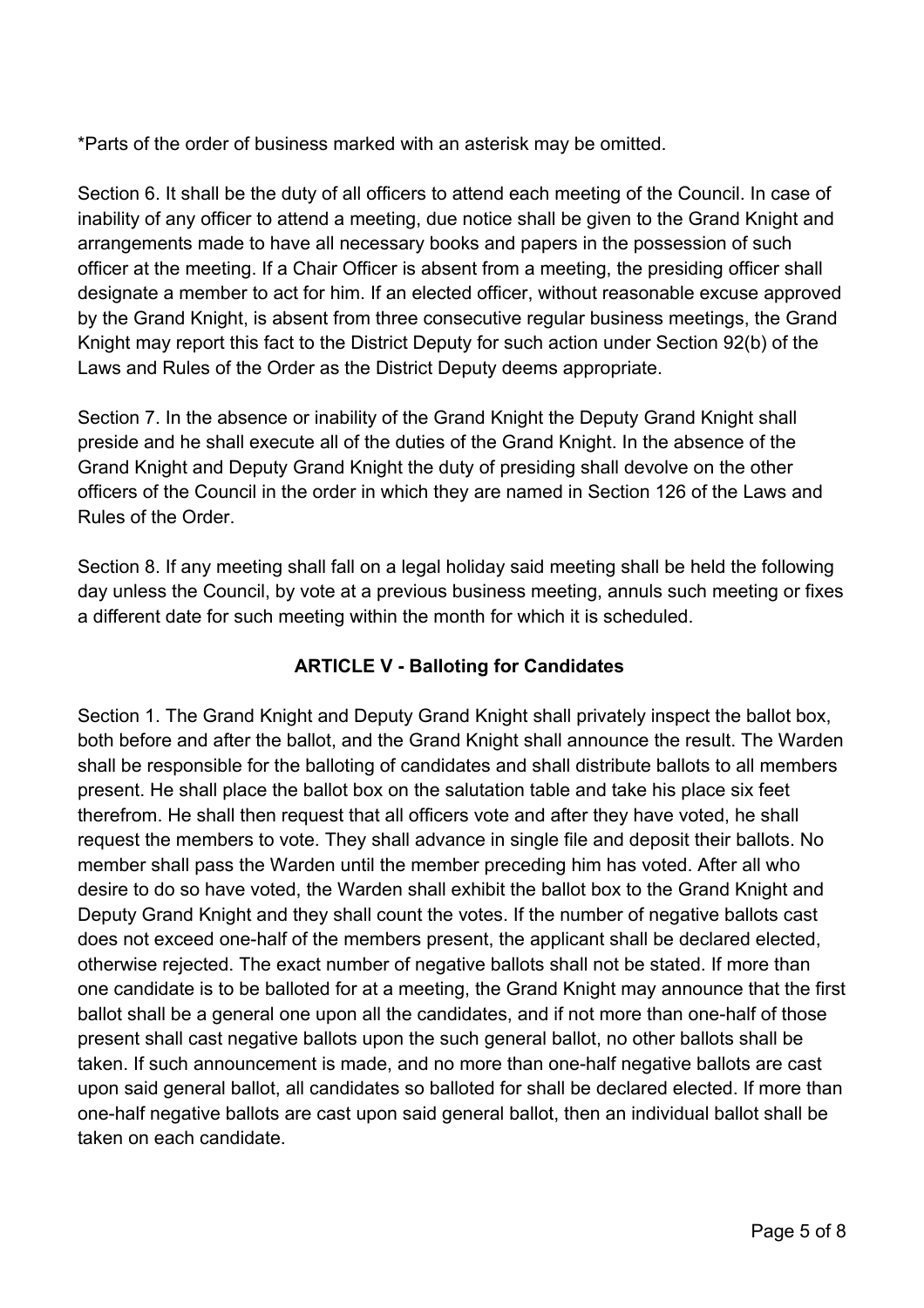*Parts of the order of business marked with an asterisk may be omitted.

Section 6. It shall be the duty of all officers to attend each meeting of the Council. In case of inability of any officer to attend a meeting, due notice shall be given to the Grand Knight and arrangements made to have all necessary books and papers in the possession of such officer at the meeting. If a Chair Officer is absent from a meeting, the presiding officer shall designate a member to act for him. If an elected officer, without reasonable excuse approved by the Grand Knight, is absent from three consecutive regular business meetings, the Grand Knight may report this fact to the District Deputy for such action under Section 92(b) of the Laws and Rules of the Order as the District Deputy deems appropriate.

Section 7. In the absence or inability of the Grand Knight the Deputy Grand Knight shall preside and he shall execute all of the duties of the Grand Knight. In the absence of the Grand Knight and Deputy Grand Knight the duty of presiding shall devolve on the other officers of the Council in the order in which they are named in Section 126 of the Laws and Rules of the Order.

Section 8. If any meeting shall fall on a legal holiday said meeting shall be held the following day unless the Council, by vote at a previous business meeting, annuls such meeting or fixes a different date for such meeting within the month for which it is scheduled.

## ARTICLE V - Balloting for Candidates

Section 1. The Grand Knight and Deputy Grand Knight shall privately inspect the ballot box, both before and after the ballot, and the Grand Knight shall announce the result. The Warden shall be responsible for the balloting of candidates and shall distribute ballots to all members present. He shall place the ballot box on the salutation table and take his place six feet therefrom. He shall then request that all officers vote and after they have voted, he shall request the members to vote. They shall advance in single file and deposit their ballots. No member shall pass the Warden until the member preceding him has voted. After all who desire to do so have voted, the Warden shall exhibit the ballot box to the Grand Knight and Deputy Grand Knight and they shall count the votes. If the number of negative ballots cast does not exceed one-half of the members present, the applicant shall be declared elected, otherwise rejected. The exact number of negative ballots shall not be stated. If more than one candidate is to be balloted for at a meeting, the Grand Knight may announce that the first ballot shall be a general one upon all the candidates, and if not more than one-half of those present shall cast negative ballots upon the such general ballot, no other ballots shall be taken. If such announcement is made, and no more than one-half negative ballots are cast upon said general ballot, all candidates so balloted for shall be declared elected. If more than one-half negative ballots are cast upon said general ballot, then an individual ballot shall be taken on each candidate.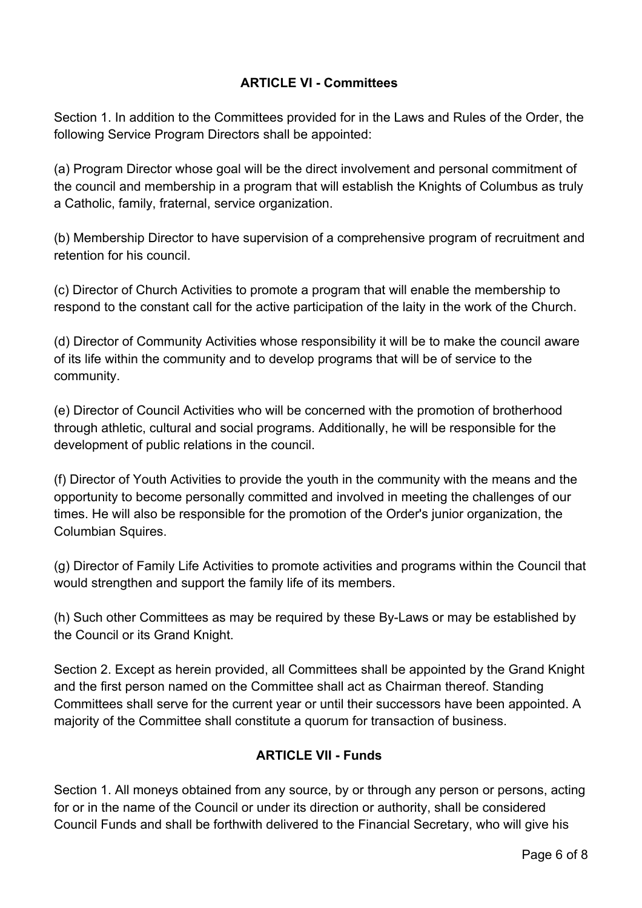## ARTICLE VI - Committees

Section 1. In addition to the Committees provided for in the Laws and Rules of the Order, the following Service Program Directors shall be appointed:

(a) Program Director whose goal will be the direct involvement and personal commitment of the council and membership in a program that will establish the Knights of Columbus as truly a Catholic, family, fraternal, service organization.

(b) Membership Director to have supervision of a comprehensive program of recruitment and retention for his council.

(c) Director of Church Activities to promote a program that will enable the membership to respond to the constant call for the active participation of the laity in the work of the Church.

(d) Director of Community Activities whose responsibility it will be to make the council aware of its life within the community and to develop programs that will be of service to the community.

(e) Director of Council Activities who will be concerned with the promotion of brotherhood through athletic, cultural and social programs. Additionally, he will be responsible for the development of public relations in the council.

(f) Director of Youth Activities to provide the youth in the community with the means and the opportunity to become personally committed and involved in meeting the challenges of our times. He will also be responsible for the promotion of the Order's junior organization, the Columbian Squires.

(g) Director of Family Life Activities to promote activities and programs within the Council that would strengthen and support the family life of its members.

(h) Such other Committees as may be required by these By-Laws or may be established by the Council or its Grand Knight.

Section 2. Except as herein provided, all Committees shall be appointed by the Grand Knight and the first person named on the Committee shall act as Chairman thereof. Standing Committees shall serve for the current year or until their successors have been appointed. A majority of the Committee shall constitute a quorum for transaction of business.

## ARTICLE VII - Funds

Section 1. All moneys obtained from any source, by or through any person or persons, acting for or in the name of the Council or under its direction or authority, shall be considered Council Funds and shall be forthwith delivered to the Financial Secretary, who will give his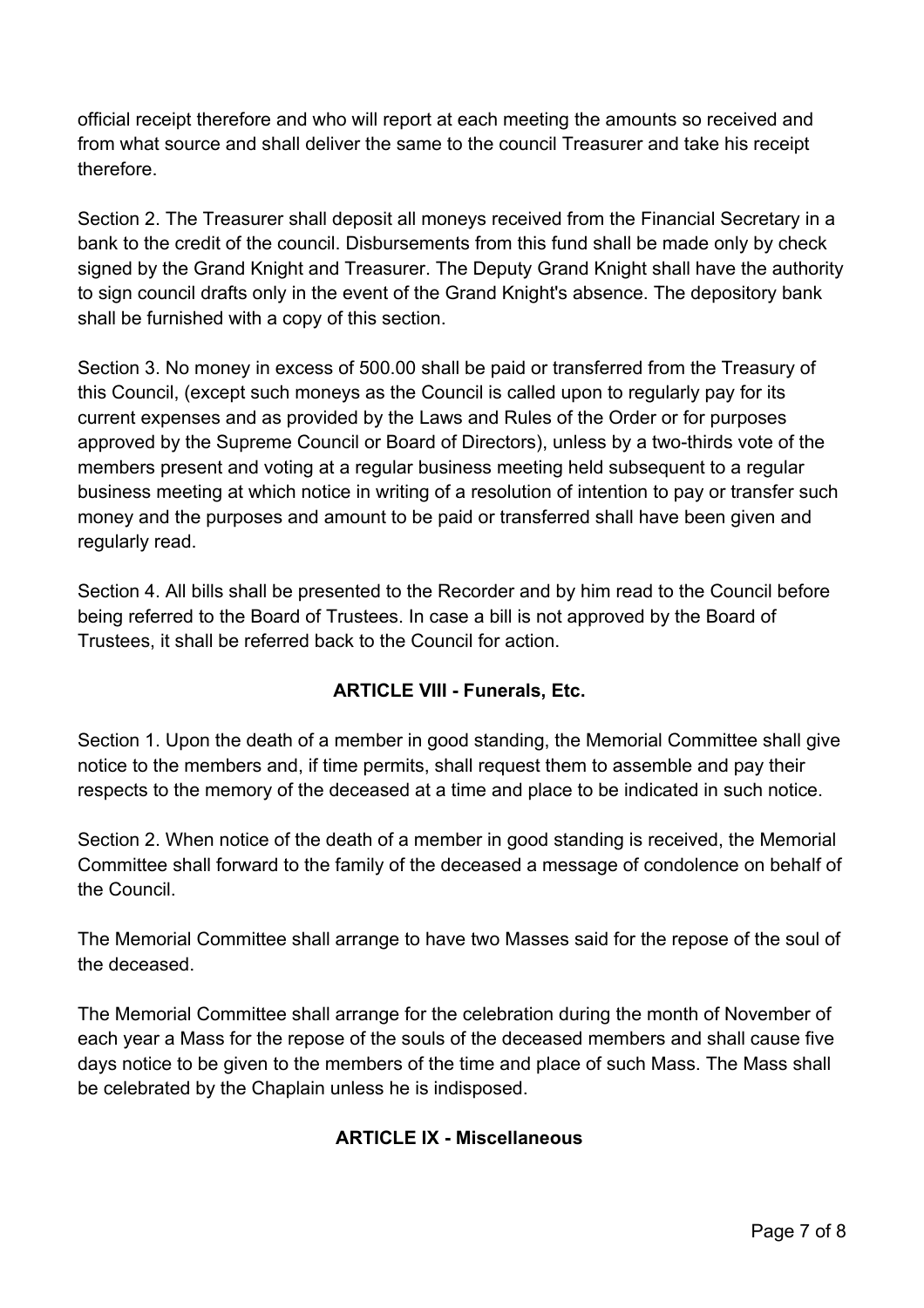official receipt therefore and who will report at each meeting the amounts so received and from what source and shall deliver the same to the council Treasurer and take his receipt therefore.

Section 2. The Treasurer shall deposit all moneys received from the Financial Secretary in a bank to the credit of the council. Disbursements from this fund shall be made only by check signed by the Grand Knight and Treasurer. The Deputy Grand Knight shall have the authority to sign council drafts only in the event of the Grand Knight's absence. The depository bank shall be furnished with a copy of this section.

Section 3. No money in excess of 500.00 shall be paid or transferred from the Treasury of this Council, (except such moneys as the Council is called upon to regularly pay for its current expenses and as provided by the Laws and Rules of the Order or for purposes approved by the Supreme Council or Board of Directors), unless by a two-thirds vote of the members present and voting at a regular business meeting held subsequent to a regular business meeting at which notice in writing of a resolution of intention to pay or transfer such money and the purposes and amount to be paid or transferred shall have been given and regularly read.

Section 4. All bills shall be presented to the Recorder and by him read to the Council before being referred to the Board of Trustees. In case a bill is not approved by the Board of Trustees, it shall be referred back to the Council for action.

## ARTICLE VIII - Funerals, Etc.

Section 1. Upon the death of a member in good standing, the Memorial Committee shall give notice to the members and, if time permits, shall request them to assemble and pay their respects to the memory of the deceased at a time and place to be indicated in such notice.

Section 2. When notice of the death of a member in good standing is received, the Memorial Committee shall forward to the family of the deceased a message of condolence on behalf of the Council.

The Memorial Committee shall arrange to have two Masses said for the repose of the soul of the deceased.

The Memorial Committee shall arrange for the celebration during the month of November of each year a Mass for the repose of the souls of the deceased members and shall cause five days notice to be given to the members of the time and place of such Mass. The Mass shall be celebrated by the Chaplain unless he is indisposed.

## ARTICLE IX - Miscellaneous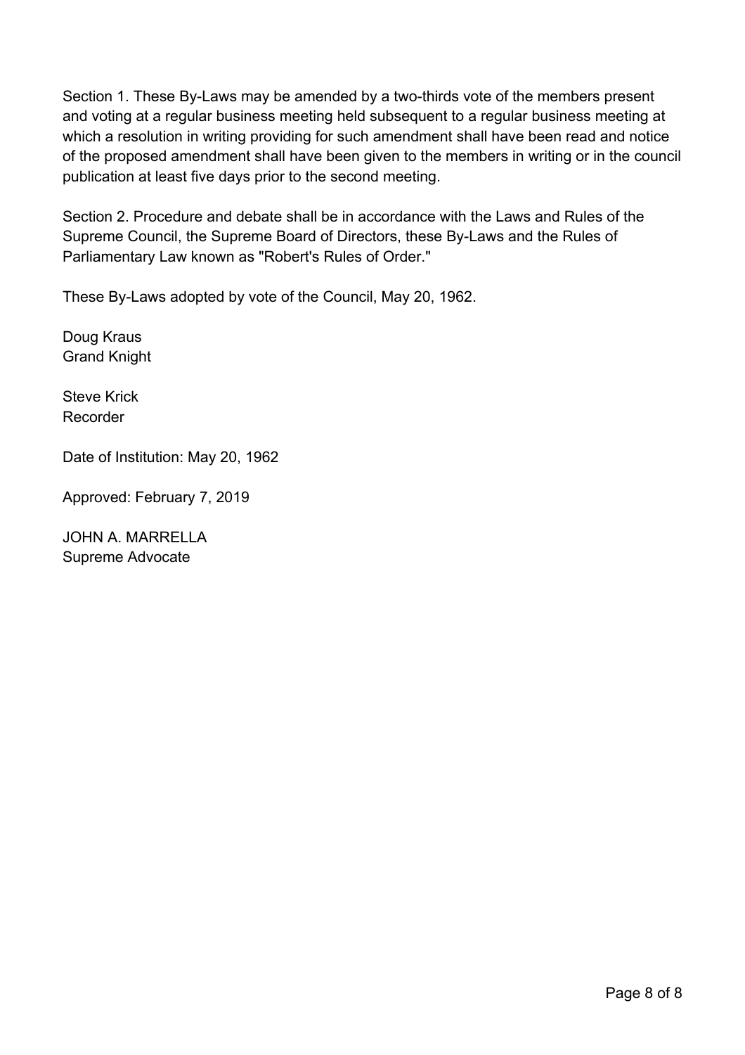Section 1. These By-Laws may be amended by a two-thirds vote of the members present and voting at a regular business meeting held subsequent to a regular business meeting at which a resolution in writing providing for such amendment shall have been read and notice of the proposed amendment shall have been given to the members in writing or in the council publication at least five days prior to the second meeting.

Section 2. Procedure and debate shall be in accordance with the Laws and Rules of the Supreme Council, the Supreme Board of Directors, these By-Laws and the Rules of Parliamentary Law known as "Robert's Rules of Order."

These By-Laws adopted by vote of the Council, May 20, 1962.

Doug Kraus
Grand Knight

Steve Krick
Recorder

Date of Institution: May 20, 1962

Approved: February 7, 2019

JOHN A. MARRELLA
Supreme Advocate